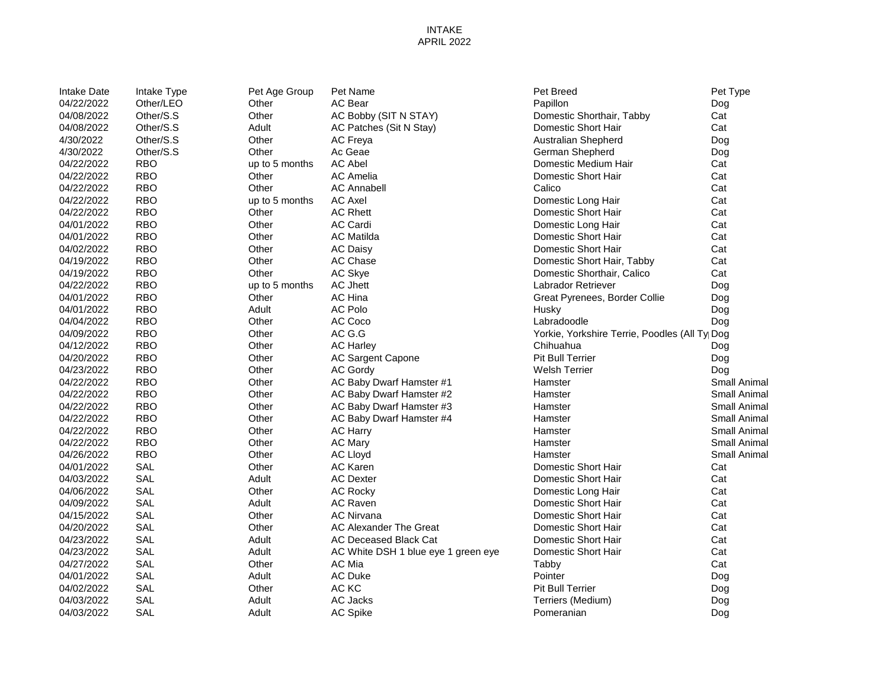# INTAKE
## APRIL 2022

| Intake Date | Intake Type | Pet Age Group | Pet Name | Pet Breed | Pet Type |
|---|---|---|---|---|---|
| 04/22/2022 | Other/LEO | Other | AC Bear | Papillon | Dog |
| 04/08/2022 | Other/S.S | Other | AC Bobby (SIT N STAY) | Domestic Shorthair, Tabby | Cat |
| 04/08/2022 | Other/S.S | Adult | AC Patches (Sit N Stay) | Domestic Short Hair | Cat |
| 4/30/2022 | Other/S.S | Other | AC Freya | Australian Shepherd | Dog |
| 4/30/2022 | Other/S.S | Other | Ac Geae | German Shepherd | Dog |
| 04/22/2022 | RBO | up to 5 months | AC Abel | Domestic Medium Hair | Cat |
| 04/22/2022 | RBO | Other | AC Amelia | Domestic Short Hair | Cat |
| 04/22/2022 | RBO | Other | AC Annabell | Calico | Cat |
| 04/22/2022 | RBO | up to 5 months | AC Axel | Domestic Long Hair | Cat |
| 04/22/2022 | RBO | Other | AC Rhett | Domestic Short Hair | Cat |
| 04/01/2022 | RBO | Other | AC Cardi | Domestic Long Hair | Cat |
| 04/01/2022 | RBO | Other | AC Matilda | Domestic Short Hair | Cat |
| 04/02/2022 | RBO | Other | AC Daisy | Domestic Short Hair | Cat |
| 04/19/2022 | RBO | Other | AC Chase | Domestic Short Hair, Tabby | Cat |
| 04/19/2022 | RBO | Other | AC Skye | Domestic Shorthair, Calico | Cat |
| 04/22/2022 | RBO | up to 5 months | AC Jhett | Labrador Retriever | Dog |
| 04/01/2022 | RBO | Other | AC Hina | Great Pyrenees, Border Collie | Dog |
| 04/01/2022 | RBO | Adult | AC Polo | Husky | Dog |
| 04/04/2022 | RBO | Other | AC Coco | Labradoodle | Dog |
| 04/09/2022 | RBO | Other | AC G.G | Yorkie, Yorkshire Terrie, Poodles (All Ty | Dog |
| 04/12/2022 | RBO | Other | AC Harley | Chihuahua | Dog |
| 04/20/2022 | RBO | Other | AC Sargent Capone | Pit Bull Terrier | Dog |
| 04/23/2022 | RBO | Other | AC Gordy | Welsh Terrier | Dog |
| 04/22/2022 | RBO | Other | AC Baby Dwarf Hamster #1 | Hamster | Small Animal |
| 04/22/2022 | RBO | Other | AC Baby Dwarf Hamster #2 | Hamster | Small Animal |
| 04/22/2022 | RBO | Other | AC Baby Dwarf Hamster #3 | Hamster | Small Animal |
| 04/22/2022 | RBO | Other | AC Baby Dwarf Hamster #4 | Hamster | Small Animal |
| 04/22/2022 | RBO | Other | AC Harry | Hamster | Small Animal |
| 04/22/2022 | RBO | Other | AC Mary | Hamster | Small Animal |
| 04/26/2022 | RBO | Other | AC Lloyd | Hamster | Small Animal |
| 04/01/2022 | SAL | Other | AC Karen | Domestic Short Hair | Cat |
| 04/03/2022 | SAL | Adult | AC Dexter | Domestic Short Hair | Cat |
| 04/06/2022 | SAL | Other | AC Rocky | Domestic Long Hair | Cat |
| 04/09/2022 | SAL | Adult | AC Raven | Domestic Short Hair | Cat |
| 04/15/2022 | SAL | Other | AC Nirvana | Domestic Short Hair | Cat |
| 04/20/2022 | SAL | Other | AC Alexander The Great | Domestic Short Hair | Cat |
| 04/23/2022 | SAL | Adult | AC Deceased Black Cat | Domestic Short Hair | Cat |
| 04/23/2022 | SAL | Adult | AC White DSH 1 blue eye 1 green eye | Domestic Short Hair | Cat |
| 04/27/2022 | SAL | Other | AC Mia | Tabby | Cat |
| 04/01/2022 | SAL | Adult | AC Duke | Pointer | Dog |
| 04/02/2022 | SAL | Other | AC KC | Pit Bull Terrier | Dog |
| 04/03/2022 | SAL | Adult | AC Jacks | Terriers (Medium) | Dog |
| 04/03/2022 | SAL | Adult | AC Spike | Pomeranian | Dog |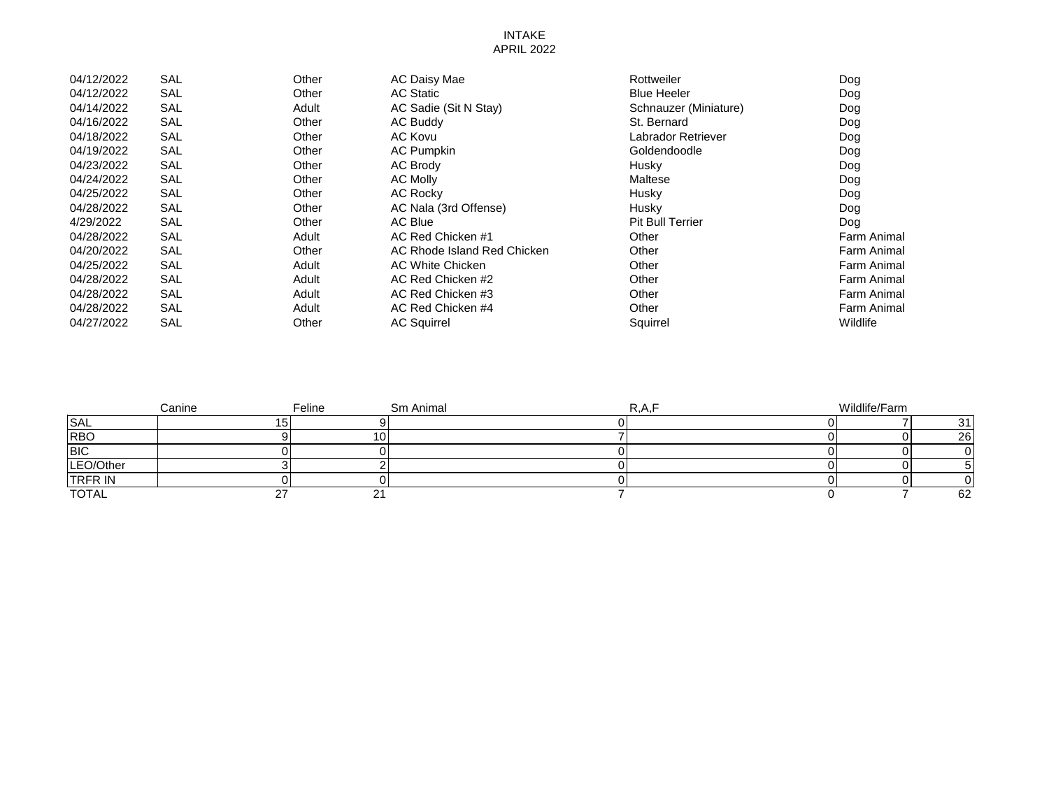INTAKE
APRIL 2022

| | | | | | |
|---|---|---|---|---|---|
| 04/12/2022 | SAL | Other | AC Daisy Mae | Rottweiler | Dog |
| 04/12/2022 | SAL | Other | AC Static | Blue Heeler | Dog |
| 04/14/2022 | SAL | Adult | AC Sadie (Sit N Stay) | Schnauzer (Miniature) | Dog |
| 04/16/2022 | SAL | Other | AC Buddy | St. Bernard | Dog |
| 04/18/2022 | SAL | Other | AC Kovu | Labrador Retriever | Dog |
| 04/19/2022 | SAL | Other | AC Pumpkin | Goldendoodle | Dog |
| 04/23/2022 | SAL | Other | AC Brody | Husky | Dog |
| 04/24/2022 | SAL | Other | AC Molly | Maltese | Dog |
| 04/25/2022 | SAL | Other | AC Rocky | Husky | Dog |
| 04/28/2022 | SAL | Other | AC Nala (3rd Offense) | Husky | Dog |
| 4/29/2022 | SAL | Other | AC Blue | Pit Bull Terrier | Dog |
| 04/28/2022 | SAL | Adult | AC Red Chicken #1 | Other | Farm Animal |
| 04/20/2022 | SAL | Other | AC Rhode Island Red Chicken | Other | Farm Animal |
| 04/25/2022 | SAL | Adult | AC White Chicken | Other | Farm Animal |
| 04/28/2022 | SAL | Adult | AC Red Chicken #2 | Other | Farm Animal |
| 04/28/2022 | SAL | Adult | AC Red Chicken #3 | Other | Farm Animal |
| 04/28/2022 | SAL | Adult | AC Red Chicken #4 | Other | Farm Animal |
| 04/27/2022 | SAL | Other | AC Squirrel | Squirrel | Wildlife |

| | Canine | Feline | Sm Animal | R,A,F | Wildlife/Farm | |
|---|---|---|---|---|---|---|
| SAL | 15 | 9 | 0 | 0 | 7 | 31 |
| RBO | 9 | 10 | 7 | 0 | 0 | 26 |
| BIC | 0 | 0 | 0 | 0 | 0 | 0 |
| LEO/Other | 3 | 2 | 0 | 0 | 0 | 5 |
| TRFR IN | 0 | 0 | 0 | 0 | 0 | 0 |
| TOTAL | 27 | 21 | 7 | 0 | 7 | 62 |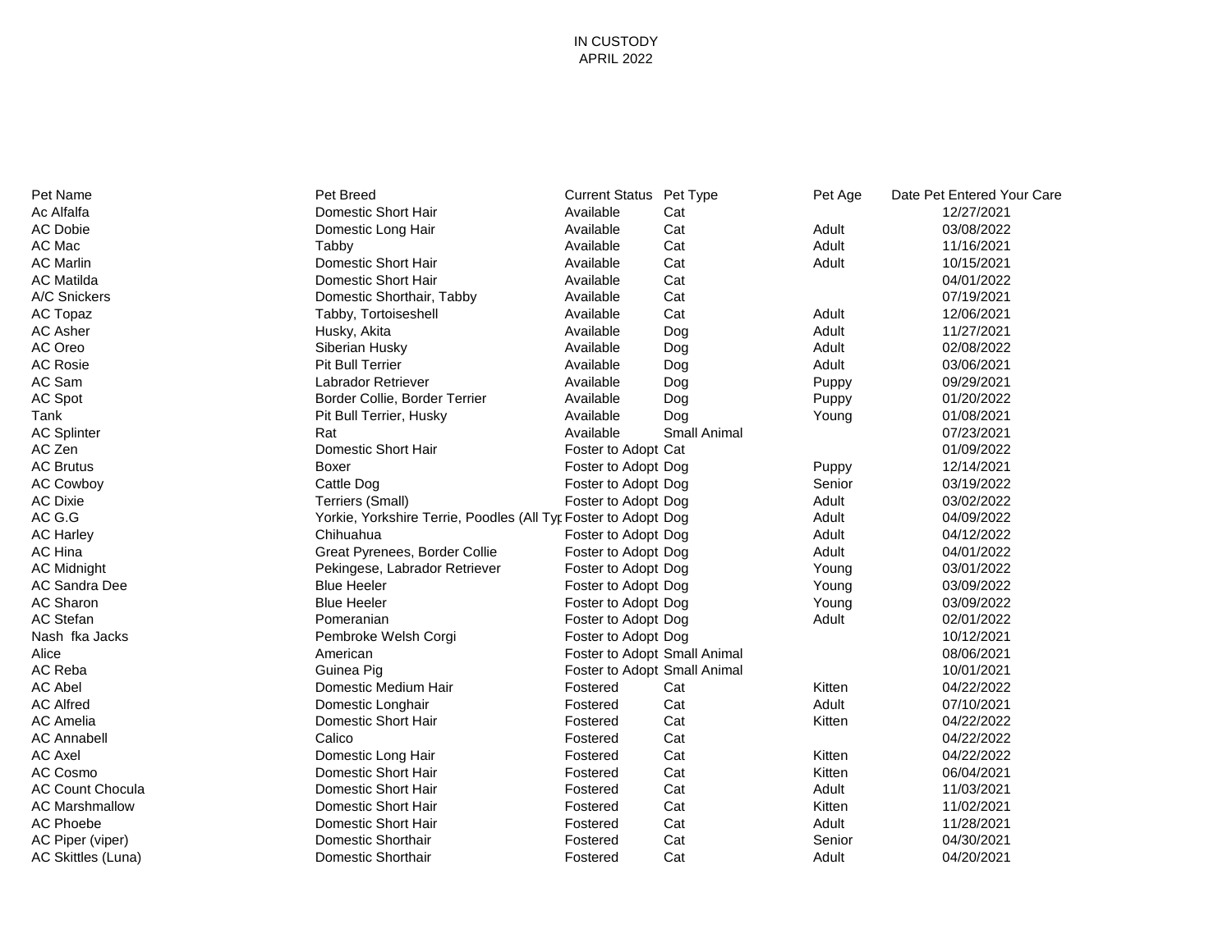IN CUSTODY
APRIL 2022

| Pet Name | Pet Breed | Current Status | Pet Type | Pet Age | Date Pet Entered Your Care |
|---|---|---|---|---|---|
| Ac Alfalfa | Domestic Short Hair | Available | Cat | | 12/27/2021 |
| AC Dobie | Domestic Long Hair | Available | Cat | Adult | 03/08/2022 |
| AC Mac | Tabby | Available | Cat | Adult | 11/16/2021 |
| AC Marlin | Domestic Short Hair | Available | Cat | Adult | 10/15/2021 |
| AC Matilda | Domestic Short Hair | Available | Cat | | 04/01/2022 |
| A/C Snickers | Domestic Shorthair, Tabby | Available | Cat | | 07/19/2021 |
| AC Topaz | Tabby, Tortoiseshell | Available | Cat | Adult | 12/06/2021 |
| AC Asher | Husky, Akita | Available | Dog | Adult | 11/27/2021 |
| AC Oreo | Siberian Husky | Available | Dog | Adult | 02/08/2022 |
| AC Rosie | Pit Bull Terrier | Available | Dog | Adult | 03/06/2021 |
| AC Sam | Labrador Retriever | Available | Dog | Puppy | 09/29/2021 |
| AC Spot | Border Collie, Border Terrier | Available | Dog | Puppy | 01/20/2022 |
| Tank | Pit Bull Terrier, Husky | Available | Dog | Young | 01/08/2021 |
| AC Splinter | Rat | Available | Small Animal | | 07/23/2021 |
| AC Zen | Domestic Short Hair | Foster to Adopt | Cat | | 01/09/2022 |
| AC Brutus | Boxer | Foster to Adopt | Dog | Puppy | 12/14/2021 |
| AC Cowboy | Cattle Dog | Foster to Adopt | Dog | Senior | 03/19/2022 |
| AC Dixie | Terriers (Small) | Foster to Adopt | Dog | Adult | 03/02/2022 |
| AC G.G | Yorkie, Yorkshire Terrie, Poodles (All Typ | Foster to Adopt | Dog | Adult | 04/09/2022 |
| AC Harley | Chihuahua | Foster to Adopt | Dog | Adult | 04/12/2022 |
| AC Hina | Great Pyrenees, Border Collie | Foster to Adopt | Dog | Adult | 04/01/2022 |
| AC Midnight | Pekingese, Labrador Retriever | Foster to Adopt | Dog | Young | 03/01/2022 |
| AC Sandra Dee | Blue Heeler | Foster to Adopt | Dog | Young | 03/09/2022 |
| AC Sharon | Blue Heeler | Foster to Adopt | Dog | Young | 03/09/2022 |
| AC Stefan | Pomeranian | Foster to Adopt | Dog | Adult | 02/01/2022 |
| Nash fka Jacks | Pembroke Welsh Corgi | Foster to Adopt | Dog | | 10/12/2021 |
| Alice | American | Foster to Adopt | Small Animal | | 08/06/2021 |
| AC Reba | Guinea Pig | Foster to Adopt | Small Animal | | 10/01/2021 |
| AC Abel | Domestic Medium Hair | Fostered | Cat | Kitten | 04/22/2022 |
| AC Alfred | Domestic Longhair | Fostered | Cat | Adult | 07/10/2021 |
| AC Amelia | Domestic Short Hair | Fostered | Cat | Kitten | 04/22/2022 |
| AC Annabell | Calico | Fostered | Cat | | 04/22/2022 |
| AC Axel | Domestic Long Hair | Fostered | Cat | Kitten | 04/22/2022 |
| AC Cosmo | Domestic Short Hair | Fostered | Cat | Kitten | 06/04/2021 |
| AC Count Chocula | Domestic Short Hair | Fostered | Cat | Adult | 11/03/2021 |
| AC Marshmallow | Domestic Short Hair | Fostered | Cat | Kitten | 11/02/2021 |
| AC Phoebe | Domestic Short Hair | Fostered | Cat | Adult | 11/28/2021 |
| AC Piper (viper) | Domestic Shorthair | Fostered | Cat | Senior | 04/30/2021 |
| AC Skittles (Luna) | Domestic Shorthair | Fostered | Cat | Adult | 04/20/2021 |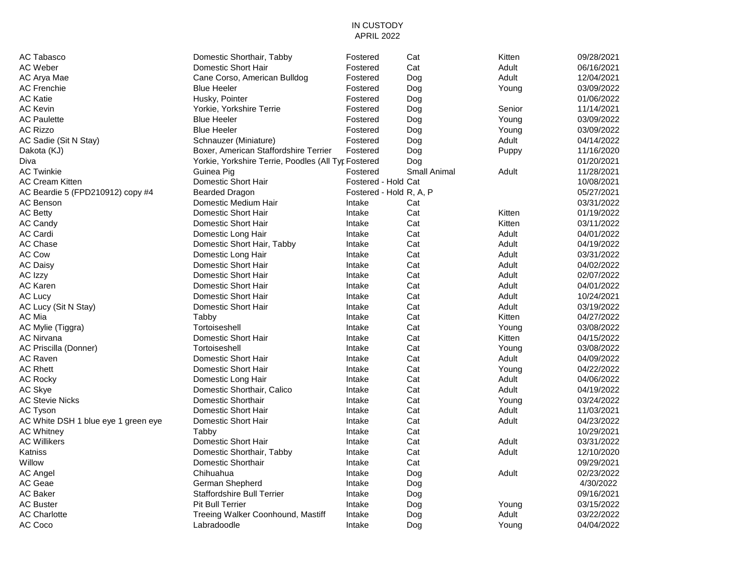IN CUSTODY
APRIL 2022

| | | | | | |
|---|---|---|---|---|---|
| AC Tabasco | Domestic Shorthair, Tabby | Fostered | Cat | Kitten | 09/28/2021 |
| AC Weber | Domestic Short Hair | Fostered | Cat | Adult | 06/16/2021 |
| AC Arya Mae | Cane Corso, American Bulldog | Fostered | Dog | Adult | 12/04/2021 |
| AC Frenchie | Blue Heeler | Fostered | Dog | Young | 03/09/2022 |
| AC Katie | Husky, Pointer | Fostered | Dog | | 01/06/2022 |
| AC Kevin | Yorkie, Yorkshire Terrie | Fostered | Dog | Senior | 11/14/2021 |
| AC Paulette | Blue Heeler | Fostered | Dog | Young | 03/09/2022 |
| AC Rizzo | Blue Heeler | Fostered | Dog | Young | 03/09/2022 |
| AC Sadie (Sit N Stay) | Schnauzer (Miniature) | Fostered | Dog | Adult | 04/14/2022 |
| Dakota (KJ) | Boxer, American Staffordshire Terrier | Fostered | Dog | Puppy | 11/16/2020 |
| Diva | Yorkie, Yorkshire Terrie, Poodles (All Typ | Fostered | Dog | | 01/20/2021 |
| AC Twinkie | Guinea Pig | Fostered | Small Animal | Adult | 11/28/2021 |
| AC Cream Kitten | Domestic Short Hair | Fostered - Hold | Cat | | 10/08/2021 |
| AC Beardie 5 (FPD210912) copy #4 | Bearded Dragon | Fostered - Hold | R, A, P | | 05/27/2021 |
| AC Benson | Domestic Medium Hair | Intake | Cat | | 03/31/2022 |
| AC Betty | Domestic Short Hair | Intake | Cat | Kitten | 01/19/2022 |
| AC Candy | Domestic Short Hair | Intake | Cat | Kitten | 03/11/2022 |
| AC Cardi | Domestic Long Hair | Intake | Cat | Adult | 04/01/2022 |
| AC Chase | Domestic Short Hair, Tabby | Intake | Cat | Adult | 04/19/2022 |
| AC Cow | Domestic Long Hair | Intake | Cat | Adult | 03/31/2022 |
| AC Daisy | Domestic Short Hair | Intake | Cat | Adult | 04/02/2022 |
| AC Izzy | Domestic Short Hair | Intake | Cat | Adult | 02/07/2022 |
| AC Karen | Domestic Short Hair | Intake | Cat | Adult | 04/01/2022 |
| AC Lucy | Domestic Short Hair | Intake | Cat | Adult | 10/24/2021 |
| AC Lucy (Sit N Stay) | Domestic Short Hair | Intake | Cat | Adult | 03/19/2022 |
| AC Mia | Tabby | Intake | Cat | Kitten | 04/27/2022 |
| AC Mylie (Tiggra) | Tortoiseshell | Intake | Cat | Young | 03/08/2022 |
| AC Nirvana | Domestic Short Hair | Intake | Cat | Kitten | 04/15/2022 |
| AC Priscilla (Donner) | Tortoiseshell | Intake | Cat | Young | 03/08/2022 |
| AC Raven | Domestic Short Hair | Intake | Cat | Adult | 04/09/2022 |
| AC Rhett | Domestic Short Hair | Intake | Cat | Young | 04/22/2022 |
| AC Rocky | Domestic Long Hair | Intake | Cat | Adult | 04/06/2022 |
| AC Skye | Domestic Shorthair, Calico | Intake | Cat | Adult | 04/19/2022 |
| AC Stevie Nicks | Domestic Shorthair | Intake | Cat | Young | 03/24/2022 |
| AC Tyson | Domestic Short Hair | Intake | Cat | Adult | 11/03/2021 |
| AC White DSH 1 blue eye 1 green eye | Domestic Short Hair | Intake | Cat | Adult | 04/23/2022 |
| AC Whitney | Tabby | Intake | Cat | | 10/29/2021 |
| AC Willikers | Domestic Short Hair | Intake | Cat | Adult | 03/31/2022 |
| Katniss | Domestic Shorthair, Tabby | Intake | Cat | Adult | 12/10/2020 |
| Willow | Domestic Shorthair | Intake | Cat | | 09/29/2021 |
| AC Angel | Chihuahua | Intake | Dog | Adult | 02/23/2022 |
| AC Geae | German Shepherd | Intake | Dog | | 4/30/2022 |
| AC Baker | Staffordshire Bull Terrier | Intake | Dog | | 09/16/2021 |
| AC Buster | Pit Bull Terrier | Intake | Dog | Young | 03/15/2022 |
| AC Charlotte | Treeing Walker Coonhound, Mastiff | Intake | Dog | Adult | 03/22/2022 |
| AC Coco | Labradoodle | Intake | Dog | Young | 04/04/2022 |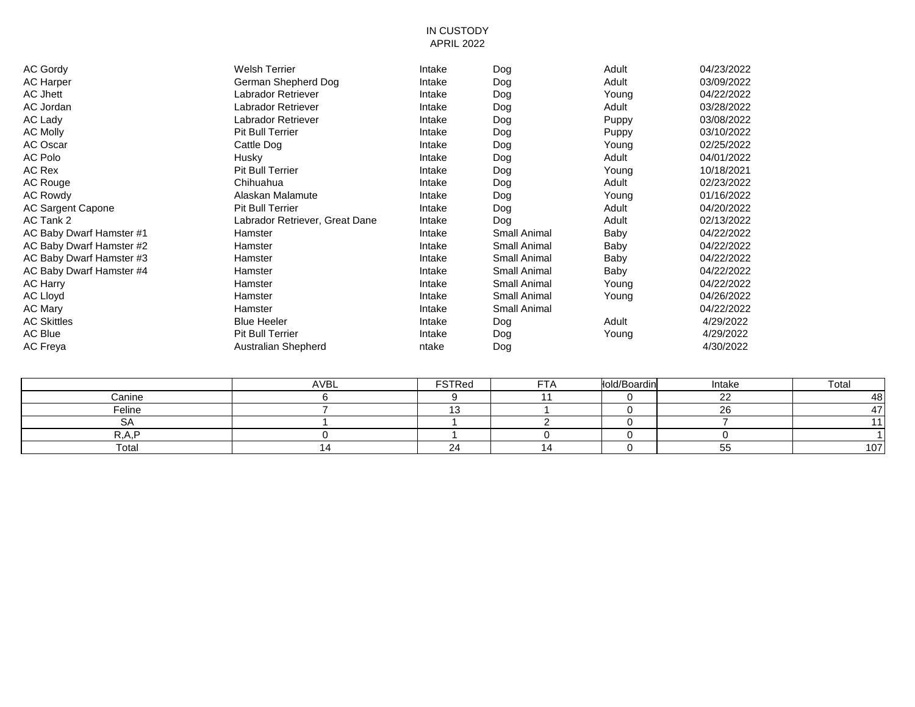IN CUSTODY
APRIL 2022

| | | | | | |
|---|---|---|---|---|---|
| AC Gordy | Welsh Terrier | Intake | Dog | Adult | 04/23/2022 |
| AC Harper | German Shepherd Dog | Intake | Dog | Adult | 03/09/2022 |
| AC Jhett | Labrador Retriever | Intake | Dog | Young | 04/22/2022 |
| AC Jordan | Labrador Retriever | Intake | Dog | Adult | 03/28/2022 |
| AC Lady | Labrador Retriever | Intake | Dog | Puppy | 03/08/2022 |
| AC Molly | Pit Bull Terrier | Intake | Dog | Puppy | 03/10/2022 |
| AC Oscar | Cattle Dog | Intake | Dog | Young | 02/25/2022 |
| AC Polo | Husky | Intake | Dog | Adult | 04/01/2022 |
| AC Rex | Pit Bull Terrier | Intake | Dog | Young | 10/18/2021 |
| AC Rouge | Chihuahua | Intake | Dog | Adult | 02/23/2022 |
| AC Rowdy | Alaskan Malamute | Intake | Dog | Young | 01/16/2022 |
| AC Sargent Capone | Pit Bull Terrier | Intake | Dog | Adult | 04/20/2022 |
| AC Tank 2 | Labrador Retriever, Great Dane | Intake | Dog | Adult | 02/13/2022 |
| AC Baby Dwarf Hamster #1 | Hamster | Intake | Small Animal | Baby | 04/22/2022 |
| AC Baby Dwarf Hamster #2 | Hamster | Intake | Small Animal | Baby | 04/22/2022 |
| AC Baby Dwarf Hamster #3 | Hamster | Intake | Small Animal | Baby | 04/22/2022 |
| AC Baby Dwarf Hamster #4 | Hamster | Intake | Small Animal | Baby | 04/22/2022 |
| AC Harry | Hamster | Intake | Small Animal | Young | 04/22/2022 |
| AC Lloyd | Hamster | Intake | Small Animal | Young | 04/26/2022 |
| AC Mary | Hamster | Intake | Small Animal | | 04/22/2022 |
| AC Skittles | Blue Heeler | Intake | Dog | Adult | 4/29/2022 |
| AC Blue | Pit Bull Terrier | Intake | Dog | Young | 4/29/2022 |
| AC Freya | Australian Shepherd | ntake | Dog | | 4/30/2022 |

| | AVBL | FSTRed | FTA | Hold/Boardin | Intake | Total |
|---|---|---|---|---|---|---|
| Canine | 6 | 9 | 11 | 0 | 22 | 48 |
| Feline | 7 | 13 | 1 | 0 | 26 | 47 |
| SA | 1 | 1 | 2 | 0 | 7 | 11 |
| R,A,P | 0 | 1 | 0 | 0 | 0 | 1 |
| Total | 14 | 24 | 14 | 0 | 55 | 107 |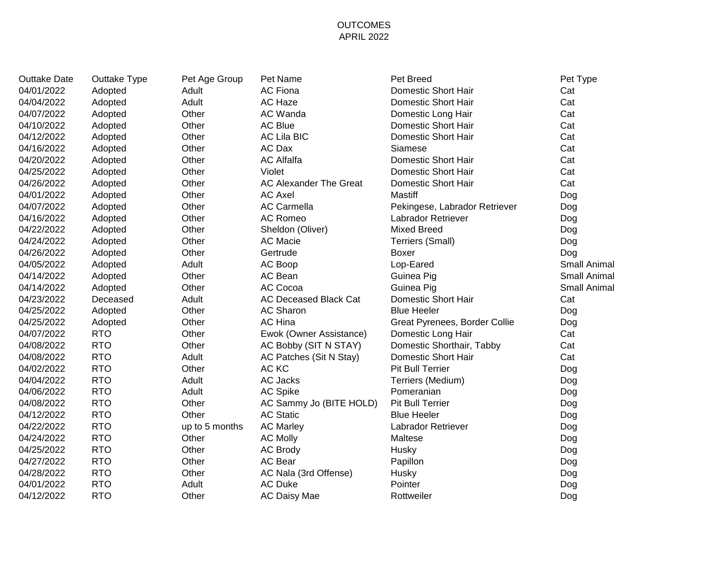OUTCOMES
APRIL 2022

| Outtake Date | Outtake Type | Pet Age Group | Pet Name | Pet Breed | Pet Type |
|---|---|---|---|---|---|
| 04/01/2022 | Adopted | Adult | AC Fiona | Domestic Short Hair | Cat |
| 04/04/2022 | Adopted | Adult | AC Haze | Domestic Short Hair | Cat |
| 04/07/2022 | Adopted | Other | AC Wanda | Domestic Long Hair | Cat |
| 04/10/2022 | Adopted | Other | AC Blue | Domestic Short Hair | Cat |
| 04/12/2022 | Adopted | Other | AC Lila BIC | Domestic Short Hair | Cat |
| 04/16/2022 | Adopted | Other | AC Dax | Siamese | Cat |
| 04/20/2022 | Adopted | Other | AC Alfalfa | Domestic Short Hair | Cat |
| 04/25/2022 | Adopted | Other | Violet | Domestic Short Hair | Cat |
| 04/26/2022 | Adopted | Other | AC Alexander The Great | Domestic Short Hair | Cat |
| 04/01/2022 | Adopted | Other | AC Axel | Mastiff | Dog |
| 04/07/2022 | Adopted | Other | AC Carmella | Pekingese, Labrador Retriever | Dog |
| 04/16/2022 | Adopted | Other | AC Romeo | Labrador Retriever | Dog |
| 04/22/2022 | Adopted | Other | Sheldon (Oliver) | Mixed Breed | Dog |
| 04/24/2022 | Adopted | Other | AC Macie | Terriers (Small) | Dog |
| 04/26/2022 | Adopted | Other | Gertrude | Boxer | Dog |
| 04/05/2022 | Adopted | Adult | AC Boop | Lop-Eared | Small Animal |
| 04/14/2022 | Adopted | Other | AC Bean | Guinea Pig | Small Animal |
| 04/14/2022 | Adopted | Other | AC Cocoa | Guinea Pig | Small Animal |
| 04/23/2022 | Deceased | Adult | AC Deceased Black Cat | Domestic Short Hair | Cat |
| 04/25/2022 | Adopted | Other | AC Sharon | Blue Heeler | Dog |
| 04/25/2022 | Adopted | Other | AC Hina | Great Pyrenees, Border Collie | Dog |
| 04/07/2022 | RTO | Other | Ewok (Owner Assistance) | Domestic Long Hair | Cat |
| 04/08/2022 | RTO | Other | AC Bobby (SIT N STAY) | Domestic Shorthair, Tabby | Cat |
| 04/08/2022 | RTO | Adult | AC Patches (Sit N Stay) | Domestic Short Hair | Cat |
| 04/02/2022 | RTO | Other | AC KC | Pit Bull Terrier | Dog |
| 04/04/2022 | RTO | Adult | AC Jacks | Terriers (Medium) | Dog |
| 04/06/2022 | RTO | Adult | AC Spike | Pomeranian | Dog |
| 04/08/2022 | RTO | Other | AC Sammy Jo (BITE HOLD) | Pit Bull Terrier | Dog |
| 04/12/2022 | RTO | Other | AC Static | Blue Heeler | Dog |
| 04/22/2022 | RTO | up to 5 months | AC Marley | Labrador Retriever | Dog |
| 04/24/2022 | RTO | Other | AC Molly | Maltese | Dog |
| 04/25/2022 | RTO | Other | AC Brody | Husky | Dog |
| 04/27/2022 | RTO | Other | AC Bear | Papillon | Dog |
| 04/28/2022 | RTO | Other | AC Nala (3rd Offense) | Husky | Dog |
| 04/01/2022 | RTO | Adult | AC Duke | Pointer | Dog |
| 04/12/2022 | RTO | Other | AC Daisy Mae | Rottweiler | Dog |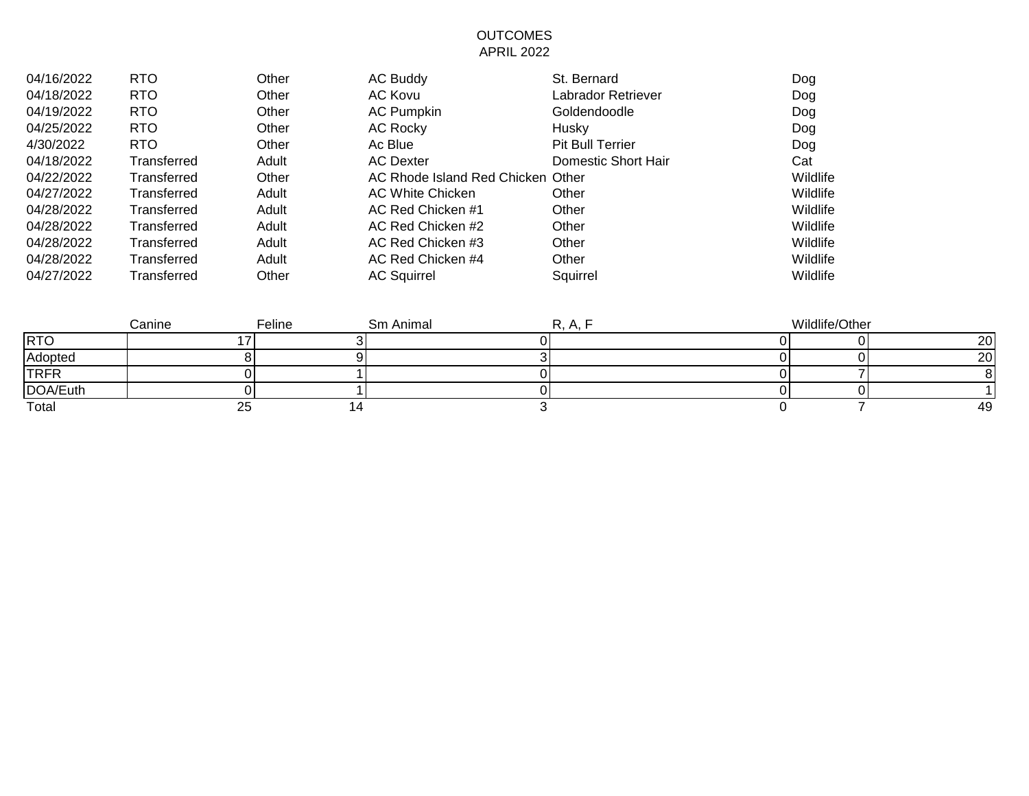# OUTCOMES
## APRIL 2022

| | | | | | |
|---|---|---|---|---|---|
| 04/16/2022 | RTO | Other | AC Buddy | St. Bernard | Dog |
| 04/18/2022 | RTO | Other | AC Kovu | Labrador Retriever | Dog |
| 04/19/2022 | RTO | Other | AC Pumpkin | Goldendoodle | Dog |
| 04/25/2022 | RTO | Other | AC Rocky | Husky | Dog |
| 4/30/2022 | RTO | Other | Ac Blue | Pit Bull Terrier | Dog |
| 04/18/2022 | Transferred | Adult | AC Dexter | Domestic Short Hair | Cat |
| 04/22/2022 | Transferred | Other | AC Rhode Island Red Chicken | Other | Wildlife |
| 04/27/2022 | Transferred | Adult | AC White Chicken | Other | Wildlife |
| 04/28/2022 | Transferred | Adult | AC Red Chicken #1 | Other | Wildlife |
| 04/28/2022 | Transferred | Adult | AC Red Chicken #2 | Other | Wildlife |
| 04/28/2022 | Transferred | Adult | AC Red Chicken #3 | Other | Wildlife |
| 04/28/2022 | Transferred | Adult | AC Red Chicken #4 | Other | Wildlife |
| 04/27/2022 | Transferred | Other | AC Squirrel | Squirrel | Wildlife |

| | Canine | Feline | Sm Animal | R, A, F | Wildlife/Other | |
|---|---|---|---|---|---|---|
| RTO | 17 | 3 | 0 | 0 | 0 | 20 |
| Adopted | 8 | 9 | 3 | 0 | 0 | 20 |
| TRFR | 0 | 1 | 0 | 0 | 7 | 8 |
| DOA/Euth | 0 | 1 | 0 | 0 | 0 | 1 |
| Total | 25 | 14 | 3 | 0 | 7 | 49 |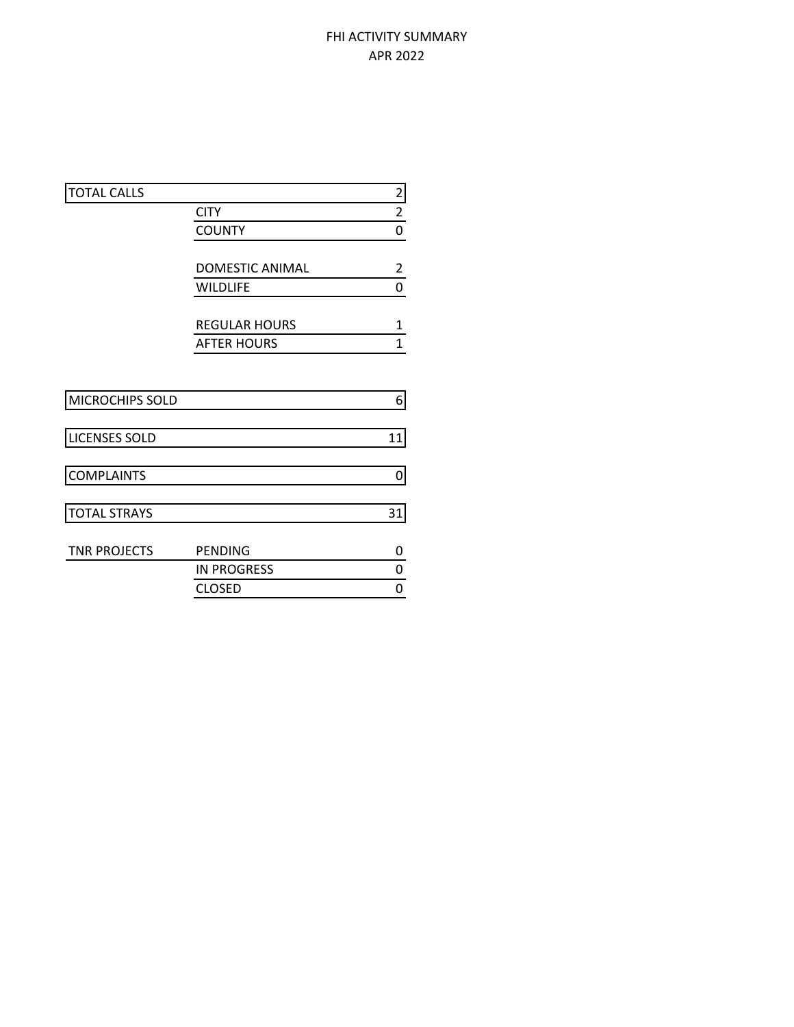# FHI ACTIVITY SUMMARY
## APR 2022

| | | |
|---|---|---|
| TOTAL CALLS | | 2 |
| | CITY | 2 |
| | COUNTY | 0 |
| | DOMESTIC ANIMAL | 2 |
| | WILDLIFE | 0 |
| | REGULAR HOURS | 1 |
| | AFTER HOURS | 1 |
| MICROCHIPS SOLD | | 6 |
| LICENSES SOLD | | 11 |
| COMPLAINTS | | 0 |
| TOTAL STRAYS | | 31 |
| TNR PROJECTS | PENDING | 0 |
| | IN PROGRESS | 0 |
| | CLOSED | 0 |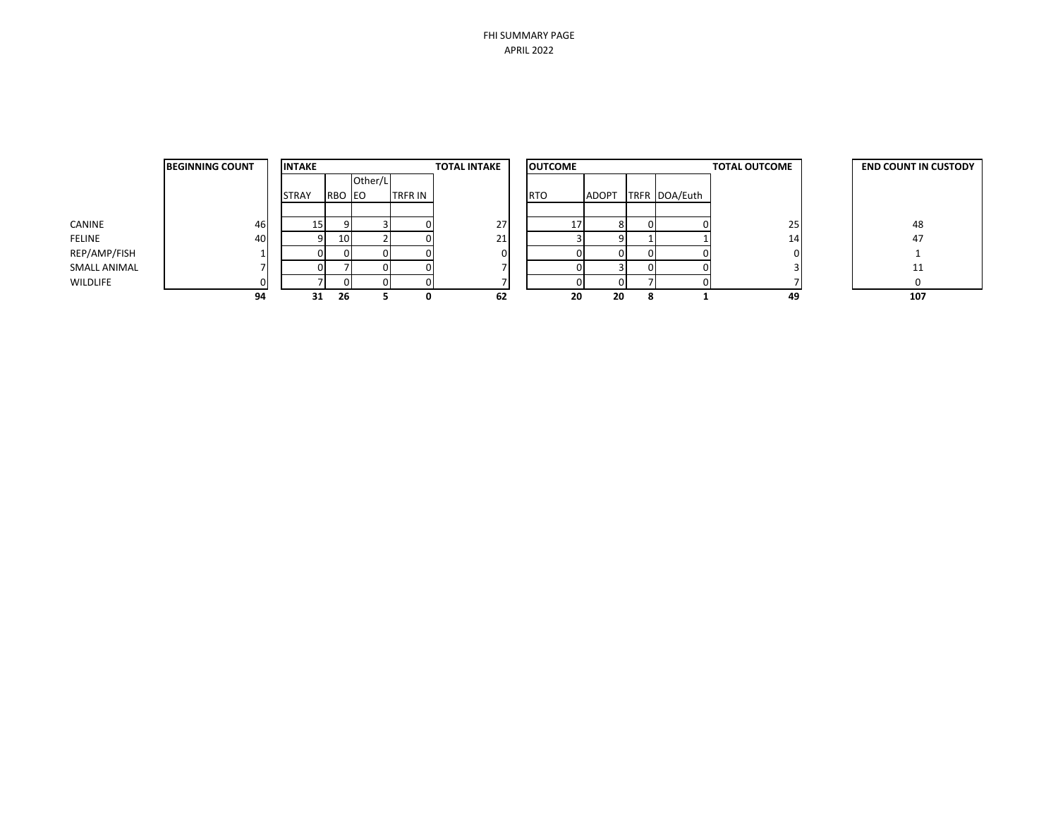FHI SUMMARY PAGE
APRIL 2022

| | BEGINNING COUNT | INTAKE | | | | TOTAL INTAKE | OUTCOME | | | | TOTAL OUTCOME | END COUNT IN CUSTODY |
|---|---|---|---|---|---|---|---|---|---|---|---|---|
| | | STRAY | RBO | Other/LEO | TRFR IN | | RTO | ADOPT | TRFR | DOA/Euth | | |
| CANINE | 46 | 15 | 9 | 3 | 0 | 27 | 17 | 8 | 0 | 0 | 25 | 48 |
| FELINE | 40 | 9 | 10 | 2 | 0 | 21 | 3 | 9 | 1 | 1 | 14 | 47 |
| REP/AMP/FISH | 1 | 0 | 0 | 0 | 0 | 0 | 0 | 0 | 0 | 0 | 0 | 1 |
| SMALL ANIMAL | 7 | 0 | 7 | 0 | 0 | 7 | 0 | 3 | 0 | 0 | 3 | 11 |
| WILDLIFE | 0 | 7 | 0 | 0 | 0 | 7 | 0 | 0 | 7 | 0 | 7 | 0 |
| | **94** | **31** | **26** | **5** | **0** | **62** | **20** | **20** | **8** | **1** | **49** | **107** |